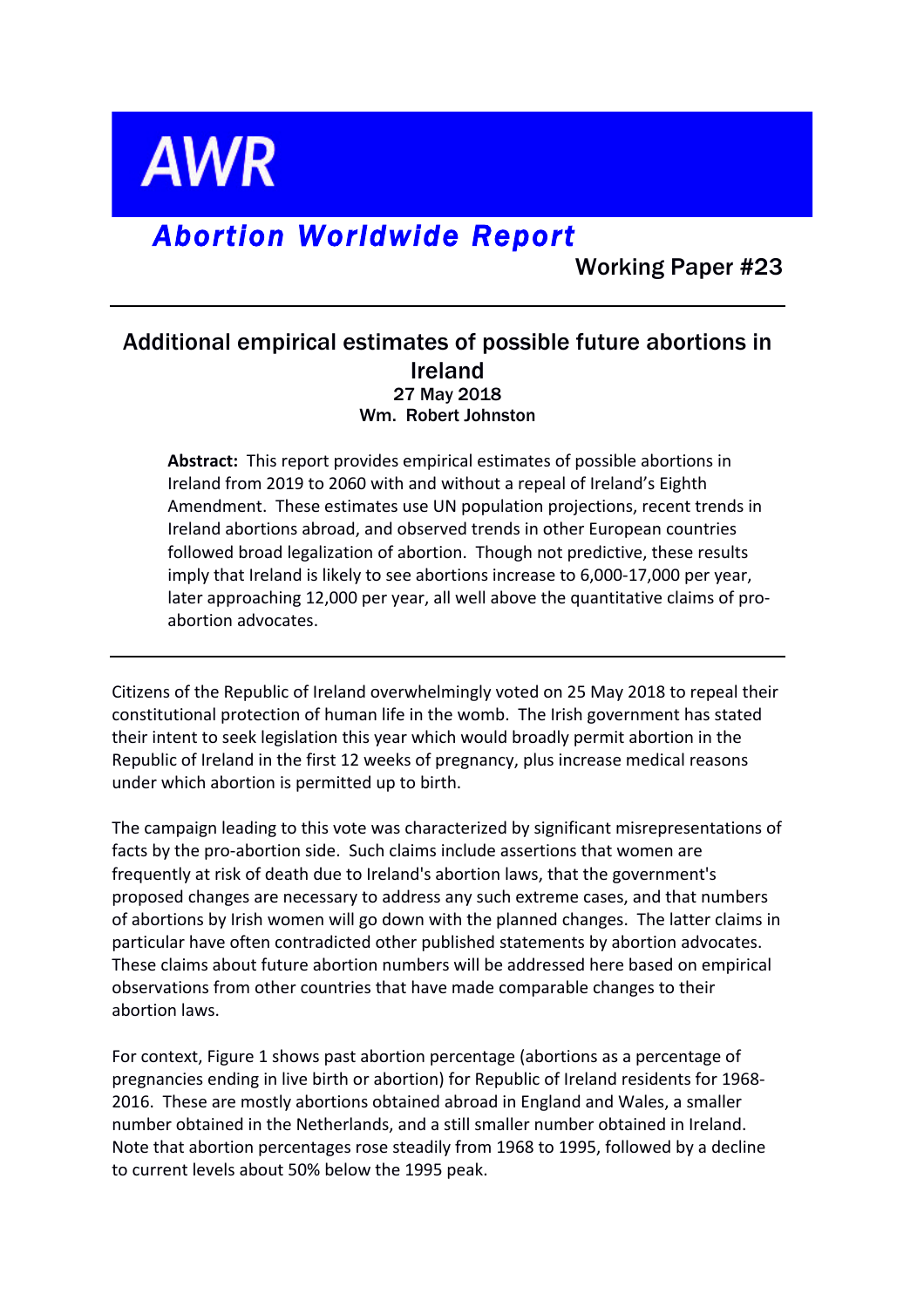# AWR

## *Abortion Worldwide Report*

Working Paper #23

---

## Additional empirical estimates of possible future abortions in Ireland

**27 May 2018**

**Wm. Robert Johnston**

> **Abstract:** This report provides empirical estimates of possible abortions in Ireland from 2019 to 2060 with and without a repeal of Ireland's Eighth Amendment. These estimates use UN population projections, recent trends in Ireland abortions abroad, and observed trends in other European countries followed broad legalization of abortion. Though not predictive, these results imply that Ireland is likely to see abortions increase to 6,000-17,000 per year, later approaching 12,000 per year, all well above the quantitative claims of pro-abortion advocates.

---

Citizens of the Republic of Ireland overwhelmingly voted on 25 May 2018 to repeal their constitutional protection of human life in the womb. The Irish government has stated their intent to seek legislation this year which would broadly permit abortion in the Republic of Ireland in the first 12 weeks of pregnancy, plus increase medical reasons under which abortion is permitted up to birth.

The campaign leading to this vote was characterized by significant misrepresentations of facts by the pro-abortion side. Such claims include assertions that women are frequently at risk of death due to Ireland's abortion laws, that the government's proposed changes are necessary to address any such extreme cases, and that numbers of abortions by Irish women will go down with the planned changes. The latter claims in particular have often contradicted other published statements by abortion advocates. These claims about future abortion numbers will be addressed here based on empirical observations from other countries that have made comparable changes to their abortion laws.

For context, Figure 1 shows past abortion percentage (abortions as a percentage of pregnancies ending in live birth or abortion) for Republic of Ireland residents for 1968-2016. These are mostly abortions obtained abroad in England and Wales, a smaller number obtained in the Netherlands, and a still smaller number obtained in Ireland. Note that abortion percentages rose steadily from 1968 to 1995, followed by a decline to current levels about 50% below the 1995 peak.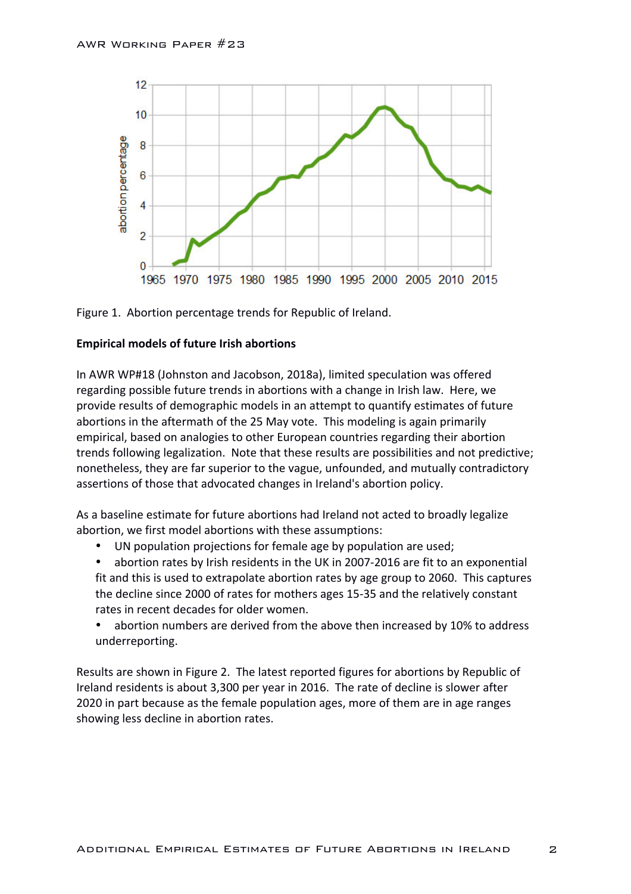Figure 1. Abortion percentage trends for Republic of Ireland.

**Empirical models of future Irish abortions**

In AWR WP#18 (Johnston and Jacobson, 2018a), limited speculation was offered regarding possible future trends in abortions with a change in Irish law. Here, we provide results of demographic models in an attempt to quantify estimates of future abortions in the aftermath of the 25 May vote. This modeling is again primarily empirical, based on analogies to other European countries regarding their abortion trends following legalization. Note that these results are possibilities and not predictive; nonetheless, they are far superior to the vague, unfounded, and mutually contradictory assertions of those that advocated changes in Ireland's abortion policy.

As a baseline estimate for future abortions had Ireland not acted to broadly legalize abortion, we first model abortions with these assumptions:

- UN population projections for female age by population are used;
- abortion rates by Irish residents in the UK in 2007-2016 are fit to an exponential fit and this is used to extrapolate abortion rates by age group to 2060. This captures the decline since 2000 of rates for mothers ages 15-35 and the relatively constant rates in recent decades for older women.
- abortion numbers are derived from the above then increased by 10% to address underreporting.

Results are shown in Figure 2. The latest reported figures for abortions by Republic of Ireland residents is about 3,300 per year in 2016. The rate of decline is slower after 2020 in part because as the female population ages, more of them are in age ranges showing less decline in abortion rates.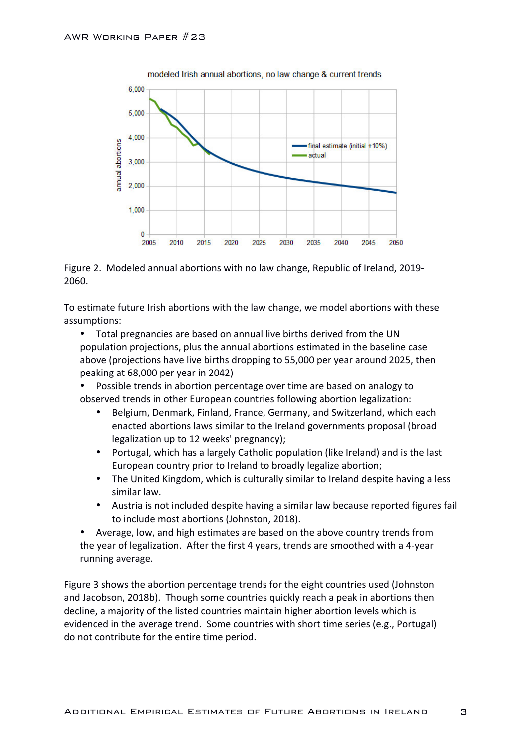Figure 2. Modeled annual abortions with no law change, Republic of Ireland, 2019-2060.

To estimate future Irish abortions with the law change, we model abortions with these assumptions:

- Total pregnancies are based on annual live births derived from the UN population projections, plus the annual abortions estimated in the baseline case above (projections have live births dropping to 55,000 per year around 2025, then peaking at 68,000 per year in 2042)
- Possible trends in abortion percentage over time are based on analogy to observed trends in other European countries following abortion legalization:
    - Belgium, Denmark, Finland, France, Germany, and Switzerland, which each enacted abortions laws similar to the Ireland governments proposal (broad legalization up to 12 weeks' pregnancy);
    - Portugal, which has a largely Catholic population (like Ireland) and is the last European country prior to Ireland to broadly legalize abortion;
    - The United Kingdom, which is culturally similar to Ireland despite having a less similar law.
    - Austria is not included despite having a similar law because reported figures fail to include most abortions (Johnston, 2018).
- Average, low, and high estimates are based on the above country trends from the year of legalization. After the first 4 years, trends are smoothed with a 4-year running average.

Figure 3 shows the abortion percentage trends for the eight countries used (Johnston and Jacobson, 2018b). Though some countries quickly reach a peak in abortions then decline, a majority of the listed countries maintain higher abortion levels which is evidenced in the average trend. Some countries with short time series (e.g., Portugal) do not contribute for the entire time period.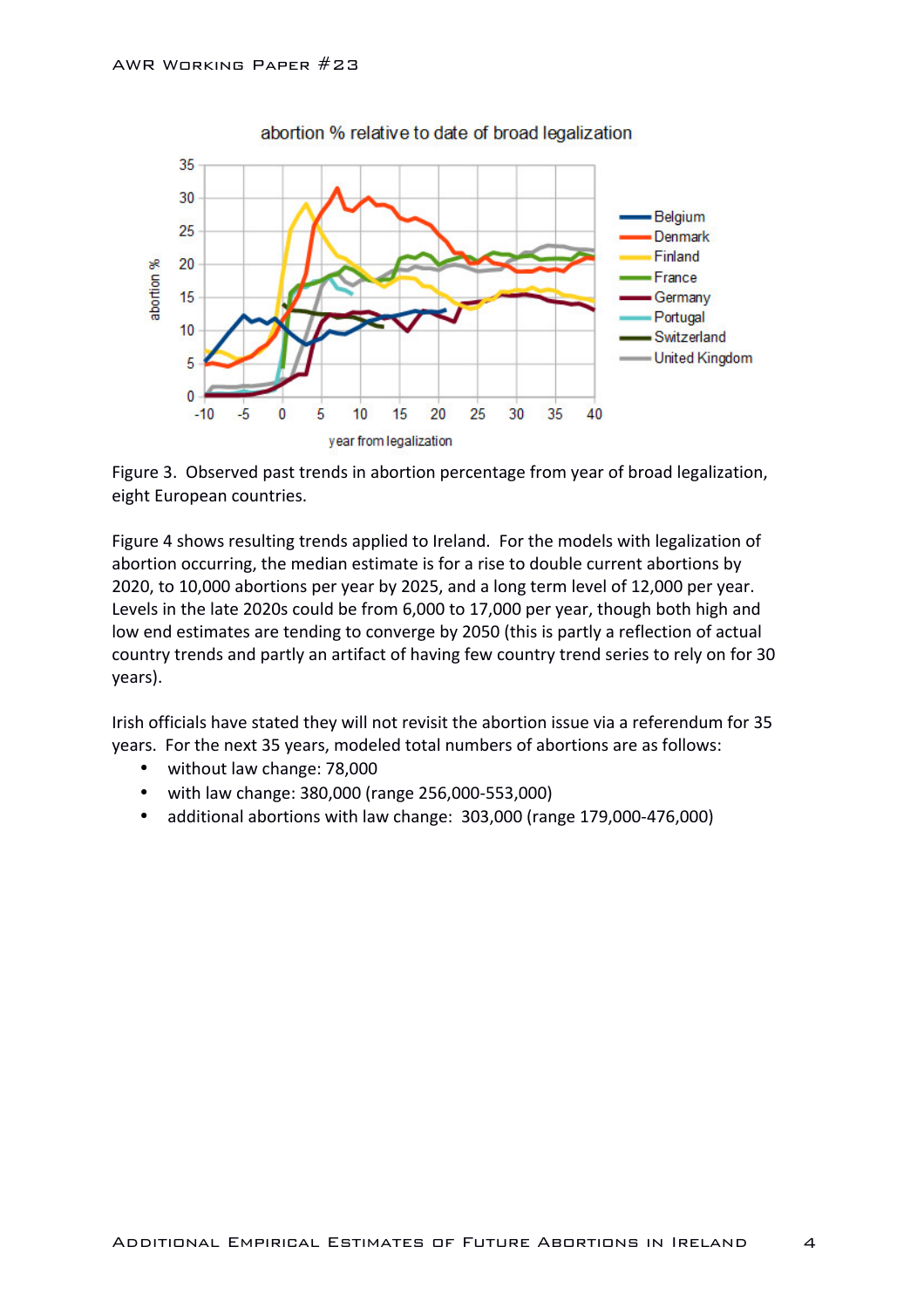Figure 3. Observed past trends in abortion percentage from year of broad legalization, eight European countries.

Figure 4 shows resulting trends applied to Ireland. For the models with legalization of abortion occurring, the median estimate is for a rise to double current abortions by 2020, to 10,000 abortions per year by 2025, and a long term level of 12,000 per year. Levels in the late 2020s could be from 6,000 to 17,000 per year, though both high and low end estimates are tending to converge by 2050 (this is partly a reflection of actual country trends and partly an artifact of having few country trend series to rely on for 30 years).

Irish officials have stated they will not revisit the abortion issue via a referendum for 35 years. For the next 35 years, modeled total numbers of abortions are as follows:

- without law change: 78,000
- with law change: 380,000 (range 256,000-553,000)
- additional abortions with law change: 303,000 (range 179,000-476,000)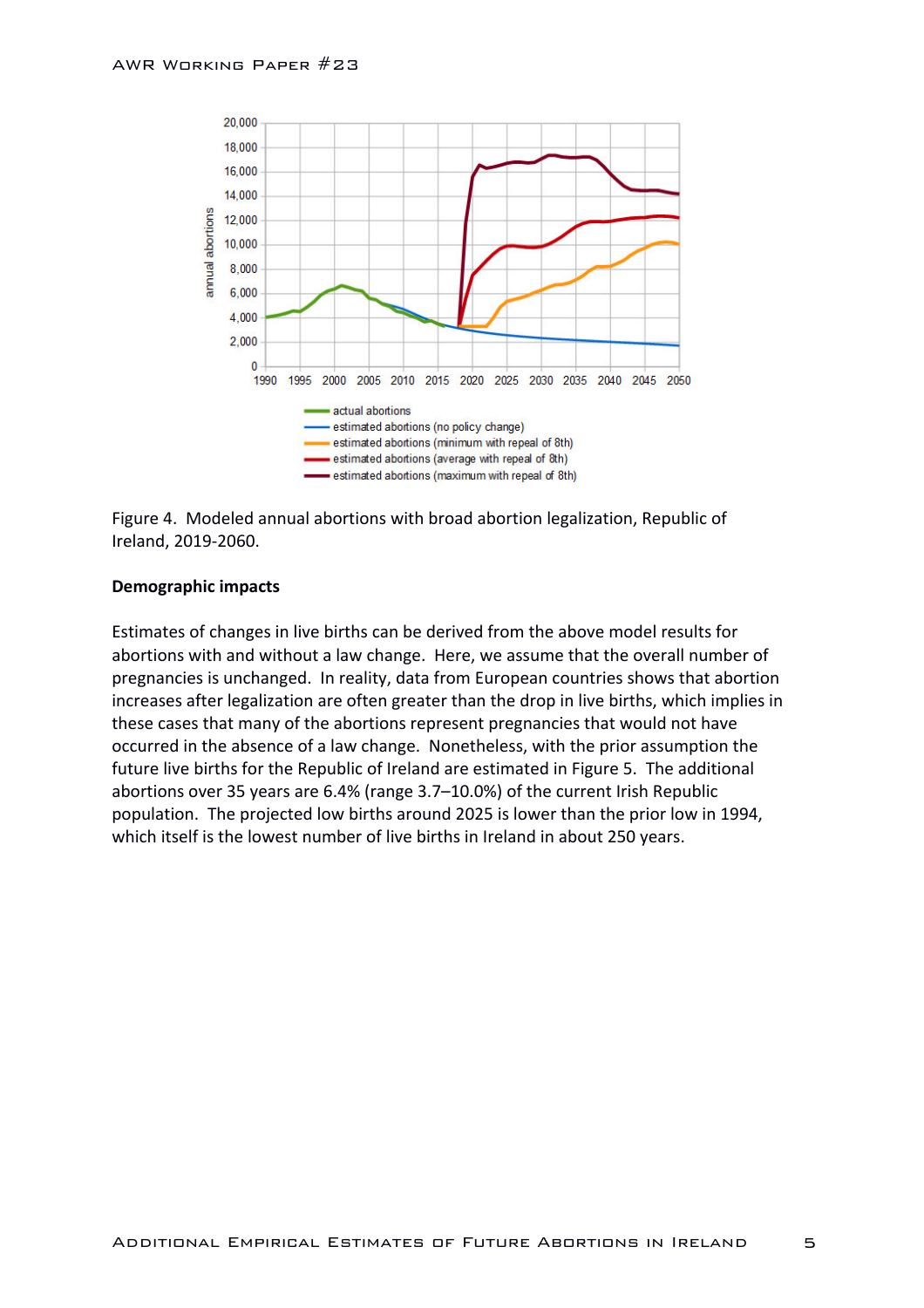Figure 4. Modeled annual abortions with broad abortion legalization, Republic of Ireland, 2019-2060.

**Demographic impacts**

Estimates of changes in live births can be derived from the above model results for abortions with and without a law change. Here, we assume that the overall number of pregnancies is unchanged. In reality, data from European countries shows that abortion increases after legalization are often greater than the drop in live births, which implies in these cases that many of the abortions represent pregnancies that would not have occurred in the absence of a law change. Nonetheless, with the prior assumption the future live births for the Republic of Ireland are estimated in Figure 5. The additional abortions over 35 years are 6.4% (range 3.7–10.0%) of the current Irish Republic population. The projected low births around 2025 is lower than the prior low in 1994, which itself is the lowest number of live births in Ireland in about 250 years.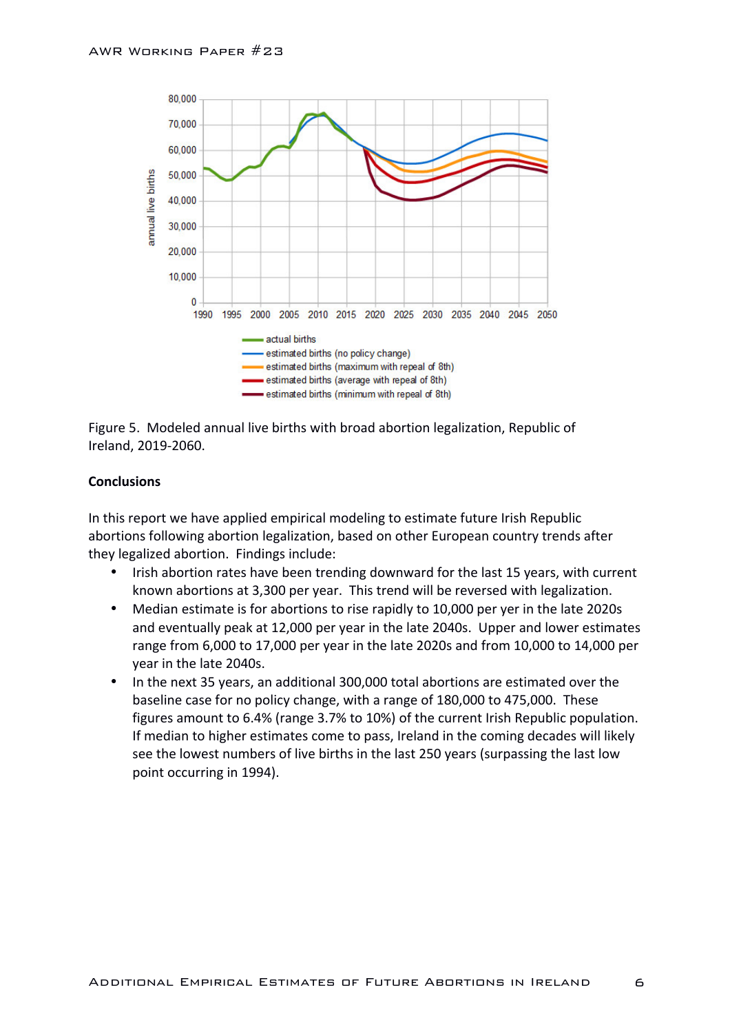Figure 5. Modeled annual live births with broad abortion legalization, Republic of Ireland, 2019-2060.

**Conclusions**

In this report we have applied empirical modeling to estimate future Irish Republic abortions following abortion legalization, based on other European country trends after they legalized abortion. Findings include:

- Irish abortion rates have been trending downward for the last 15 years, with current known abortions at 3,300 per year. This trend will be reversed with legalization.
- Median estimate is for abortions to rise rapidly to 10,000 per yer in the late 2020s and eventually peak at 12,000 per year in the late 2040s. Upper and lower estimates range from 6,000 to 17,000 per year in the late 2020s and from 10,000 to 14,000 per year in the late 2040s.
- In the next 35 years, an additional 300,000 total abortions are estimated over the baseline case for no policy change, with a range of 180,000 to 475,000. These figures amount to 6.4% (range 3.7% to 10%) of the current Irish Republic population. If median to higher estimates come to pass, Ireland in the coming decades will likely see the lowest numbers of live births in the last 250 years (surpassing the last low point occurring in 1994).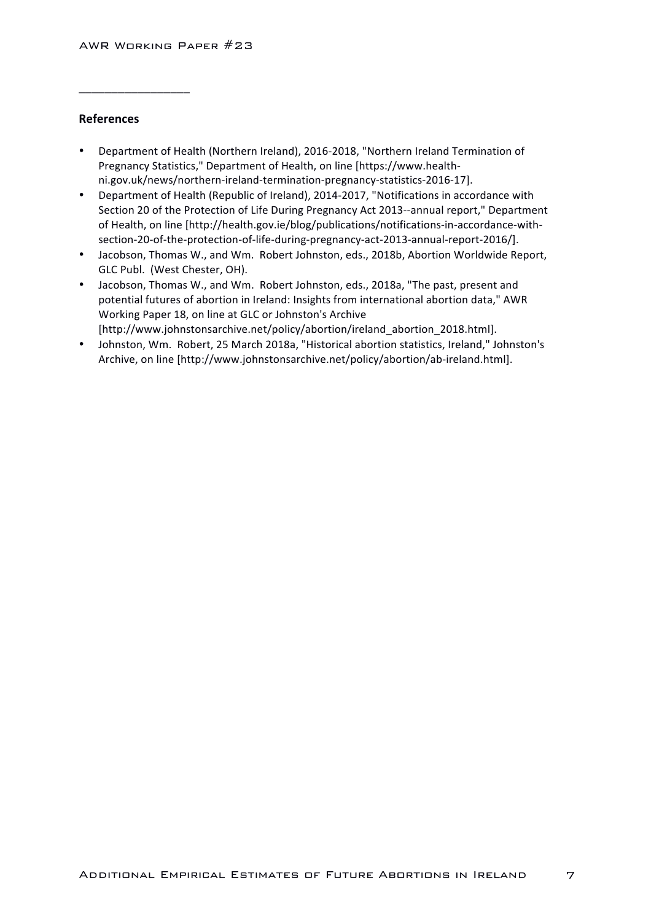## References

- Department of Health (Northern Ireland), 2016-2018, "Northern Ireland Termination of Pregnancy Statistics," Department of Health, on line [https://www.health-ni.gov.uk/news/northern-ireland-termination-pregnancy-statistics-2016-17].
- Department of Health (Republic of Ireland), 2014-2017, "Notifications in accordance with Section 20 of the Protection of Life During Pregnancy Act 2013--annual report," Department of Health, on line [http://health.gov.ie/blog/publications/notifications-in-accordance-with-section-20-of-the-protection-of-life-during-pregnancy-act-2013-annual-report-2016/].
- Jacobson, Thomas W., and Wm. Robert Johnston, eds., 2018b, Abortion Worldwide Report, GLC Publ. (West Chester, OH).
- Jacobson, Thomas W., and Wm. Robert Johnston, eds., 2018a, "The past, present and potential futures of abortion in Ireland: Insights from international abortion data," AWR Working Paper 18, on line at GLC or Johnston's Archive [http://www.johnstonsarchive.net/policy/abortion/ireland_abortion_2018.html].
- Johnston, Wm. Robert, 25 March 2018a, "Historical abortion statistics, Ireland," Johnston's Archive, on line [http://www.johnstonsarchive.net/policy/abortion/ab-ireland.html].